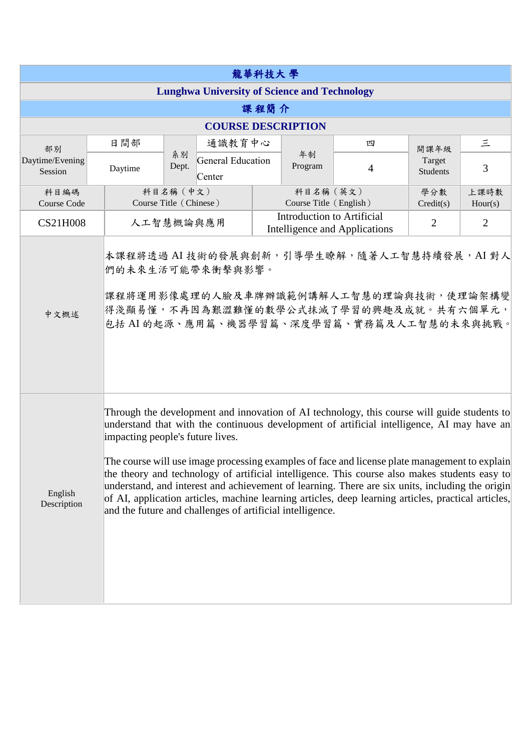# 龍華科技大 學

## Lunghwa University of Science and Technology

## 課 程簡 介

## COURSE DESCRIPTION

| 部別<br>Daytime/Evening Session | 日間部<br>Daytime | 系別<br>Dept. | 通識教育中心<br>General Education Center | 年制<br>Program | 四<br>4 | 開課年級<br>Target Students | 三<br>3 |
|---|---|---|---|---|---|---|---|

| 科目編碼<br>Course Code | 科目名稱（中文）<br>Course Title（Chinese） | 科目名稱（英文）<br>Course Title（English） | 學分數<br>Credit(s) | 上課時數<br>Hour(s) |
|---|---|---|---|---|
| CS21H008 | 人工智慧概論與應用 | Introduction to Artificial Intelligence and Applications | 2 | 2 |

| | |
|---|---|
| 中文概述 | 本課程將透過 AI 技術的發展與創新，引導學生瞭解，隨著人工智慧持續發展，AI 對人們的未來生活可能帶來衝擊與影響。<br><br>課程將運用影像處理的人臉及車牌辨識範例講解人工智慧的理論與技術，使理論架構變得淺顯易懂，不再因為艱澀難懂的數學公式抹滅了學習的興趣及成就。共有六個單元，包括 AI 的起源、應用篇、機器學習篇、深度學習篇、實務篇及人工智慧的未來與挑戰。 |
| English Description | Through the development and innovation of AI technology, this course will guide students to understand that with the continuous development of artificial intelligence, AI may have an impacting people's future lives.<br><br>The course will use image processing examples of face and license plate management to explain the theory and technology of artificial intelligence. This course also makes students easy to understand, and interest and achievement of learning. There are six units, including the origin of AI, application articles, machine learning articles, deep learning articles, practical articles, and the future and challenges of artificial intelligence. |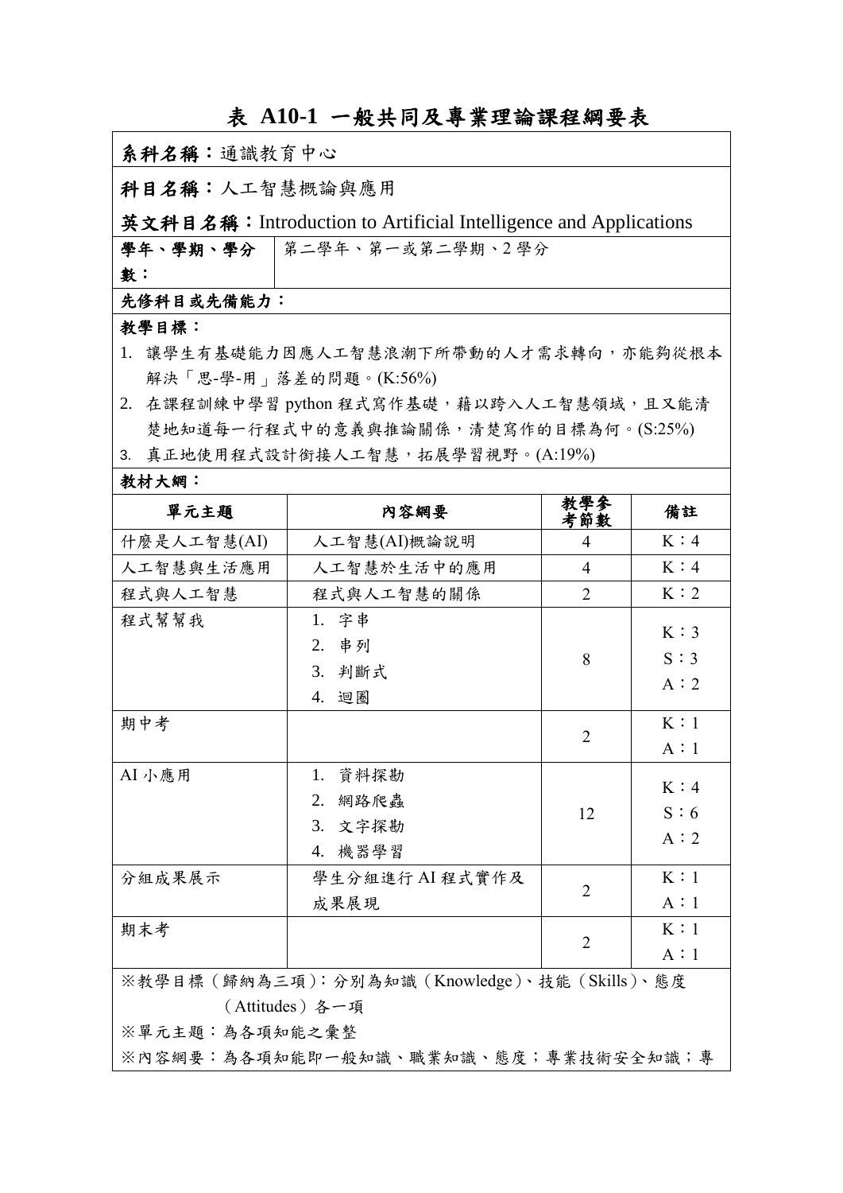# 表 A10-1 一般共同及專業理論課程綱要表

**系科名稱：**通識教育中心

**科目名稱：**人工智慧概論與應用

**英文科目名稱：**Introduction to Artificial Intelligence and Applications

| **學年、學期、學分數：** | 第二學年、第一或第二學期、2 學分 |
|---|---|

**先修科目或先備能力：**

**教學目標：**

1. 讓學生有基礎能力因應人工智慧浪潮下所帶動的人才需求轉向，亦能夠從根本解決「思-學-用」落差的問題。(K:56%)
2. 在課程訓練中學習 python 程式寫作基礎，藉以跨入人工智慧領域，且又能清楚地知道每一行程式中的意義與推論關係，清楚寫作的目標為何。(S:25%)
3. 真正地使用程式設計銜接人工智慧，拓展學習視野。(A:19%)

**教材大綱：**

| 單元主題 | 內容綱要 | 教學參考節數 | 備註 |
|---|---|---|---|
| 什麼是人工智慧(AI) | 人工智慧(AI)概論說明 | 4 | K：4 |
| 人工智慧與生活應用 | 人工智慧於生活中的應用 | 4 | K：4 |
| 程式與人工智慧 | 程式與人工智慧的關係 | 2 | K：2 |
| 程式幫幫我 | 1. 字串<br>2. 串列<br>3. 判斷式<br>4. 迴圈 | 8 | K：3<br>S：3<br>A：2 |
| 期中考 | | 2 | K：1<br>A：1 |
| AI 小應用 | 1. 資料探勘<br>2. 網路爬蟲<br>3. 文字探勘<br>4. 機器學習 | 12 | K：4<br>S：6<br>A：2 |
| 分組成果展示 | 學生分組進行 AI 程式實作及成果展現 | 2 | K：1<br>A：1 |
| 期末考 | | 2 | K：1<br>A：1 |

※教學目標（歸納為三項）：分別為知識（Knowledge）、技能（Skills）、態度（Attitudes）各一項

※單元主題：為各項知能之彙整

※內容綱要：為各項知能即一般知識、職業知識、態度；專業技術安全知識；專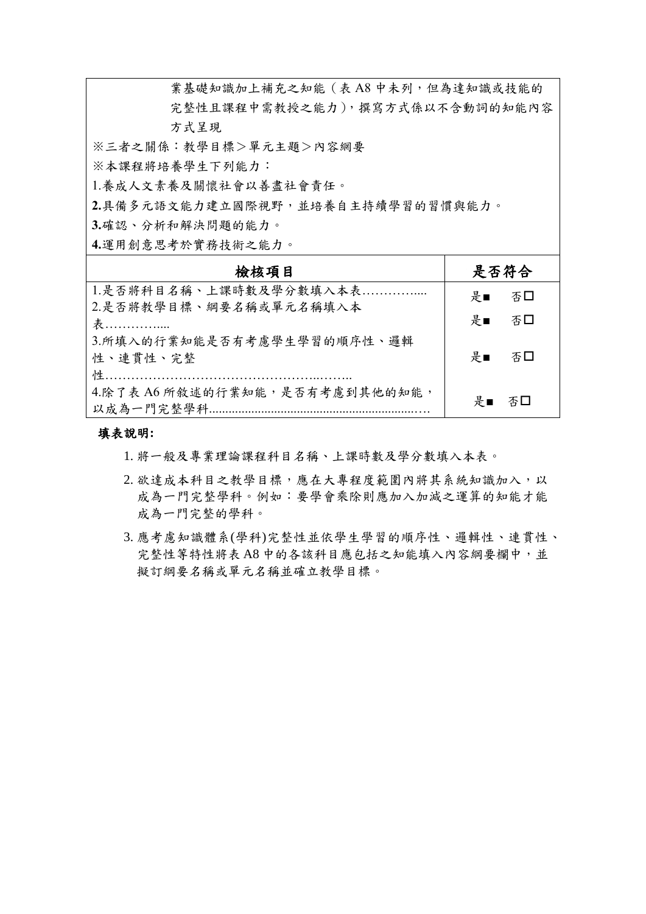業基礎知識加上補充之知能（表 A8 中未列，但為達知識或技能的完整性且課程中需教授之能力），撰寫方式係以不含動詞的知能內容方式呈現

※三者之關係：教學目標＞單元主題＞內容綱要

※本課程將培養學生下列能力：

1.養成人文素養及關懷社會以善盡社會責任。

**2.**具備多元語文能力建立國際視野，並培養自主持續學習的習慣與能力。

**3.**確認、分析和解決問題的能力。

**4.**運用創意思考於實務技術之能力。

| 檢核項目 | 是否符合 |
|---|---|
| 1.是否將科目名稱、上課時數及學分數填入本表………….... | 是■　否☐ |
| 2.是否將教學目標、綱要名稱或單元名稱填入本表…………..... | 是■　否☐ |
| 3.所填入的行業知能是否有考慮學生學習的順序性、邏輯性、連貫性、完整性………………………………………….……... | 是■　否☐ |
| 4.除了表 A6 所敘述的行業知能，是否有考慮到其他的知能，以成為一門完整學科.................................................................…. | 是■　否☐ |

**填表說明:**

1. 將一般及專業理論課程科目名稱、上課時數及學分數填入本表。
2. 欲達成本科目之教學目標，應在大專程度範圍內將其系統知識加入，以成為一門完整學科。例如：要學會乘除則應加入加減之運算的知能才能成為一門完整的學科。
3. 應考慮知識體系(學科)完整性並依學生學習的順序性、邏輯性、連貫性、完整性等特性將表 A8 中的各該科目應包括之知能填入內容綱要欄中，並擬訂綱要名稱或單元名稱並確立教學目標。